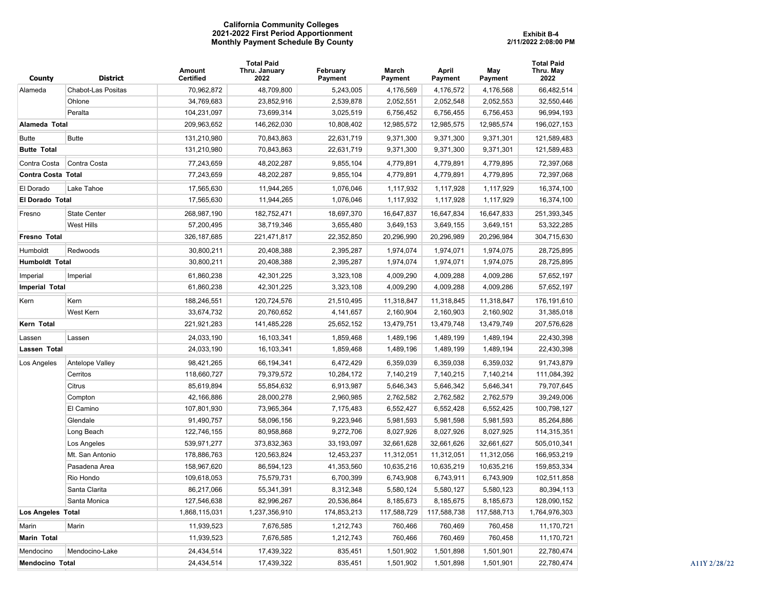# California Community Colleges
## 2021-2022 First Period Apportionment
## Monthly Payment Schedule By County

**Exhibit B-4**
**2/11/2022 2:08:00 PM**

| County | District | Amount Certified | Total Paid Thru. January 2022 | February Payment | March Payment | April Payment | May Payment | Total Paid Thru. May 2022 |
|---|---|---|---|---|---|---|---|---|
| Alameda | Chabot-Las Positas | 70,962,872 | 48,709,800 | 5,243,005 | 4,176,569 | 4,176,572 | 4,176,568 | 66,482,514 |
| | Ohlone | 34,769,683 | 23,852,916 | 2,539,878 | 2,052,551 | 2,052,548 | 2,052,553 | 32,550,446 |
| | Peralta | 104,231,097 | 73,699,314 | 3,025,519 | 6,756,452 | 6,756,455 | 6,756,453 | 96,994,193 |
| **Alameda Total** | | 209,963,652 | 146,262,030 | 10,808,402 | 12,985,572 | 12,985,575 | 12,985,574 | 196,027,153 |
| Butte | Butte | 131,210,980 | 70,843,863 | 22,631,719 | 9,371,300 | 9,371,300 | 9,371,301 | 121,589,483 |
| **Butte Total** | | 131,210,980 | 70,843,863 | 22,631,719 | 9,371,300 | 9,371,300 | 9,371,301 | 121,589,483 |
| Contra Costa | Contra Costa | 77,243,659 | 48,202,287 | 9,855,104 | 4,779,891 | 4,779,891 | 4,779,895 | 72,397,068 |
| **Contra Costa Total** | | 77,243,659 | 48,202,287 | 9,855,104 | 4,779,891 | 4,779,891 | 4,779,895 | 72,397,068 |
| El Dorado | Lake Tahoe | 17,565,630 | 11,944,265 | 1,076,046 | 1,117,932 | 1,117,928 | 1,117,929 | 16,374,100 |
| **El Dorado Total** | | 17,565,630 | 11,944,265 | 1,076,046 | 1,117,932 | 1,117,928 | 1,117,929 | 16,374,100 |
| Fresno | State Center | 268,987,190 | 182,752,471 | 18,697,370 | 16,647,837 | 16,647,834 | 16,647,833 | 251,393,345 |
| | West Hills | 57,200,495 | 38,719,346 | 3,655,480 | 3,649,153 | 3,649,155 | 3,649,151 | 53,322,285 |
| **Fresno Total** | | 326,187,685 | 221,471,817 | 22,352,850 | 20,296,990 | 20,296,989 | 20,296,984 | 304,715,630 |
| Humboldt | Redwoods | 30,800,211 | 20,408,388 | 2,395,287 | 1,974,074 | 1,974,071 | 1,974,075 | 28,725,895 |
| **Humboldt Total** | | 30,800,211 | 20,408,388 | 2,395,287 | 1,974,074 | 1,974,071 | 1,974,075 | 28,725,895 |
| Imperial | Imperial | 61,860,238 | 42,301,225 | 3,323,108 | 4,009,290 | 4,009,288 | 4,009,286 | 57,652,197 |
| **Imperial Total** | | 61,860,238 | 42,301,225 | 3,323,108 | 4,009,290 | 4,009,288 | 4,009,286 | 57,652,197 |
| Kern | Kern | 188,246,551 | 120,724,576 | 21,510,495 | 11,318,847 | 11,318,845 | 11,318,847 | 176,191,610 |
| | West Kern | 33,674,732 | 20,760,652 | 4,141,657 | 2,160,904 | 2,160,903 | 2,160,902 | 31,385,018 |
| **Kern Total** | | 221,921,283 | 141,485,228 | 25,652,152 | 13,479,751 | 13,479,748 | 13,479,749 | 207,576,628 |
| Lassen | Lassen | 24,033,190 | 16,103,341 | 1,859,468 | 1,489,196 | 1,489,199 | 1,489,194 | 22,430,398 |
| **Lassen Total** | | 24,033,190 | 16,103,341 | 1,859,468 | 1,489,196 | 1,489,199 | 1,489,194 | 22,430,398 |
| Los Angeles | Antelope Valley | 98,421,265 | 66,194,341 | 6,472,429 | 6,359,039 | 6,359,038 | 6,359,032 | 91,743,879 |
| | Cerritos | 118,660,727 | 79,379,572 | 10,284,172 | 7,140,219 | 7,140,215 | 7,140,214 | 111,084,392 |
| | Citrus | 85,619,894 | 55,854,632 | 6,913,987 | 5,646,343 | 5,646,342 | 5,646,341 | 79,707,645 |
| | Compton | 42,166,886 | 28,000,278 | 2,960,985 | 2,762,582 | 2,762,582 | 2,762,579 | 39,249,006 |
| | El Camino | 107,801,930 | 73,965,364 | 7,175,483 | 6,552,427 | 6,552,428 | 6,552,425 | 100,798,127 |
| | Glendale | 91,490,757 | 58,096,156 | 9,223,946 | 5,981,593 | 5,981,598 | 5,981,593 | 85,264,886 |
| | Long Beach | 122,746,155 | 80,958,868 | 9,272,706 | 8,027,926 | 8,027,926 | 8,027,925 | 114,315,351 |
| | Los Angeles | 539,971,277 | 373,832,363 | 33,193,097 | 32,661,628 | 32,661,626 | 32,661,627 | 505,010,341 |
| | Mt. San Antonio | 178,886,763 | 120,563,824 | 12,453,237 | 11,312,051 | 11,312,051 | 11,312,056 | 166,953,219 |
| | Pasadena Area | 158,967,620 | 86,594,123 | 41,353,560 | 10,635,216 | 10,635,219 | 10,635,216 | 159,853,334 |
| | Rio Hondo | 109,618,053 | 75,579,731 | 6,700,399 | 6,743,908 | 6,743,911 | 6,743,909 | 102,511,858 |
| | Santa Clarita | 86,217,066 | 55,341,391 | 8,312,348 | 5,580,124 | 5,580,127 | 5,580,123 | 80,394,113 |
| | Santa Monica | 127,546,638 | 82,996,267 | 20,536,864 | 8,185,673 | 8,185,675 | 8,185,673 | 128,090,152 |
| **Los Angeles Total** | | 1,868,115,031 | 1,237,356,910 | 174,853,213 | 117,588,729 | 117,588,738 | 117,588,713 | 1,764,976,303 |
| Marin | Marin | 11,939,523 | 7,676,585 | 1,212,743 | 760,466 | 760,469 | 760,458 | 11,170,721 |
| **Marin Total** | | 11,939,523 | 7,676,585 | 1,212,743 | 760,466 | 760,469 | 760,458 | 11,170,721 |
| Mendocino | Mendocino-Lake | 24,434,514 | 17,439,322 | 835,451 | 1,501,902 | 1,501,898 | 1,501,901 | 22,780,474 |
| **Mendocino Total** | | 24,434,514 | 17,439,322 | 835,451 | 1,501,902 | 1,501,898 | 1,501,901 | 22,780,474 |

A11Y 2/28/22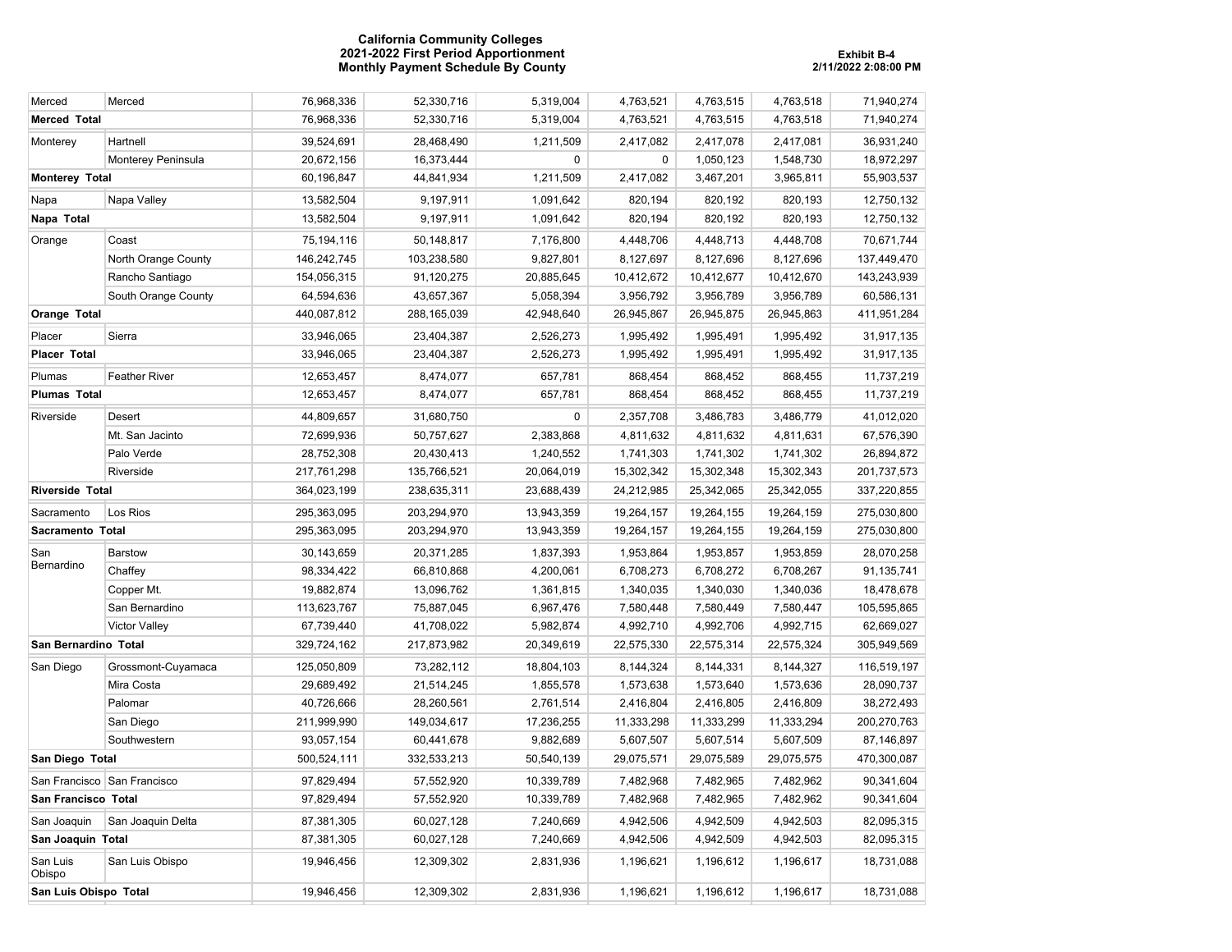**California Community Colleges**
**2021-2022 First Period Apportionment**
**Monthly Payment Schedule By County**

**Exhibit B-4**
**2/11/2022 2:08:00 PM**

| | | | | | | | | |
|---|---|---|---|---|---|---|---|---|
| Merced | Merced | 76,968,336 | 52,330,716 | 5,319,004 | 4,763,521 | 4,763,515 | 4,763,518 | 71,940,274 |
| **Merced Total** | | 76,968,336 | 52,330,716 | 5,319,004 | 4,763,521 | 4,763,515 | 4,763,518 | 71,940,274 |
| Monterey | Hartnell | 39,524,691 | 28,468,490 | 1,211,509 | 2,417,082 | 2,417,078 | 2,417,081 | 36,931,240 |
| | Monterey Peninsula | 20,672,156 | 16,373,444 | 0 | 0 | 1,050,123 | 1,548,730 | 18,972,297 |
| **Monterey Total** | | 60,196,847 | 44,841,934 | 1,211,509 | 2,417,082 | 3,467,201 | 3,965,811 | 55,903,537 |
| Napa | Napa Valley | 13,582,504 | 9,197,911 | 1,091,642 | 820,194 | 820,192 | 820,193 | 12,750,132 |
| **Napa Total** | | 13,582,504 | 9,197,911 | 1,091,642 | 820,194 | 820,192 | 820,193 | 12,750,132 |
| Orange | Coast | 75,194,116 | 50,148,817 | 7,176,800 | 4,448,706 | 4,448,713 | 4,448,708 | 70,671,744 |
| | North Orange County | 146,242,745 | 103,238,580 | 9,827,801 | 8,127,697 | 8,127,696 | 8,127,696 | 137,449,470 |
| | Rancho Santiago | 154,056,315 | 91,120,275 | 20,885,645 | 10,412,672 | 10,412,677 | 10,412,670 | 143,243,939 |
| | South Orange County | 64,594,636 | 43,657,367 | 5,058,394 | 3,956,792 | 3,956,789 | 3,956,789 | 60,586,131 |
| **Orange Total** | | 440,087,812 | 288,165,039 | 42,948,640 | 26,945,867 | 26,945,875 | 26,945,863 | 411,951,284 |
| Placer | Sierra | 33,946,065 | 23,404,387 | 2,526,273 | 1,995,492 | 1,995,491 | 1,995,492 | 31,917,135 |
| **Placer Total** | | 33,946,065 | 23,404,387 | 2,526,273 | 1,995,492 | 1,995,491 | 1,995,492 | 31,917,135 |
| Plumas | Feather River | 12,653,457 | 8,474,077 | 657,781 | 868,454 | 868,452 | 868,455 | 11,737,219 |
| **Plumas Total** | | 12,653,457 | 8,474,077 | 657,781 | 868,454 | 868,452 | 868,455 | 11,737,219 |
| Riverside | Desert | 44,809,657 | 31,680,750 | 0 | 2,357,708 | 3,486,783 | 3,486,779 | 41,012,020 |
| | Mt. San Jacinto | 72,699,936 | 50,757,627 | 2,383,868 | 4,811,632 | 4,811,632 | 4,811,631 | 67,576,390 |
| | Palo Verde | 28,752,308 | 20,430,413 | 1,240,552 | 1,741,303 | 1,741,302 | 1,741,302 | 26,894,872 |
| | Riverside | 217,761,298 | 135,766,521 | 20,064,019 | 15,302,342 | 15,302,348 | 15,302,343 | 201,737,573 |
| **Riverside Total** | | 364,023,199 | 238,635,311 | 23,688,439 | 24,212,985 | 25,342,065 | 25,342,055 | 337,220,855 |
| Sacramento | Los Rios | 295,363,095 | 203,294,970 | 13,943,359 | 19,264,157 | 19,264,155 | 19,264,159 | 275,030,800 |
| **Sacramento Total** | | 295,363,095 | 203,294,970 | 13,943,359 | 19,264,157 | 19,264,155 | 19,264,159 | 275,030,800 |
| San Bernardino | Barstow | 30,143,659 | 20,371,285 | 1,837,393 | 1,953,864 | 1,953,857 | 1,953,859 | 28,070,258 |
| | Chaffey | 98,334,422 | 66,810,868 | 4,200,061 | 6,708,273 | 6,708,272 | 6,708,267 | 91,135,741 |
| | Copper Mt. | 19,882,874 | 13,096,762 | 1,361,815 | 1,340,035 | 1,340,030 | 1,340,036 | 18,478,678 |
| | San Bernardino | 113,623,767 | 75,887,045 | 6,967,476 | 7,580,448 | 7,580,449 | 7,580,447 | 105,595,865 |
| | Victor Valley | 67,739,440 | 41,708,022 | 5,982,874 | 4,992,710 | 4,992,706 | 4,992,715 | 62,669,027 |
| **San Bernardino Total** | | 329,724,162 | 217,873,982 | 20,349,619 | 22,575,330 | 22,575,314 | 22,575,324 | 305,949,569 |
| San Diego | Grossmont-Cuyamaca | 125,050,809 | 73,282,112 | 18,804,103 | 8,144,324 | 8,144,331 | 8,144,327 | 116,519,197 |
| | Mira Costa | 29,689,492 | 21,514,245 | 1,855,578 | 1,573,638 | 1,573,640 | 1,573,636 | 28,090,737 |
| | Palomar | 40,726,666 | 28,260,561 | 2,761,514 | 2,416,804 | 2,416,805 | 2,416,809 | 38,272,493 |
| | San Diego | 211,999,990 | 149,034,617 | 17,236,255 | 11,333,298 | 11,333,299 | 11,333,294 | 200,270,763 |
| | Southwestern | 93,057,154 | 60,441,678 | 9,882,689 | 5,607,507 | 5,607,514 | 5,607,509 | 87,146,897 |
| **San Diego Total** | | 500,524,111 | 332,533,213 | 50,540,139 | 29,075,571 | 29,075,589 | 29,075,575 | 470,300,087 |
| San Francisco | San Francisco | 97,829,494 | 57,552,920 | 10,339,789 | 7,482,968 | 7,482,965 | 7,482,962 | 90,341,604 |
| **San Francisco Total** | | 97,829,494 | 57,552,920 | 10,339,789 | 7,482,968 | 7,482,965 | 7,482,962 | 90,341,604 |
| San Joaquin | San Joaquin Delta | 87,381,305 | 60,027,128 | 7,240,669 | 4,942,506 | 4,942,509 | 4,942,503 | 82,095,315 |
| **San Joaquin Total** | | 87,381,305 | 60,027,128 | 7,240,669 | 4,942,506 | 4,942,509 | 4,942,503 | 82,095,315 |
| San Luis Obispo | San Luis Obispo | 19,946,456 | 12,309,302 | 2,831,936 | 1,196,621 | 1,196,612 | 1,196,617 | 18,731,088 |
| **San Luis Obispo Total** | | 19,946,456 | 12,309,302 | 2,831,936 | 1,196,621 | 1,196,612 | 1,196,617 | 18,731,088 |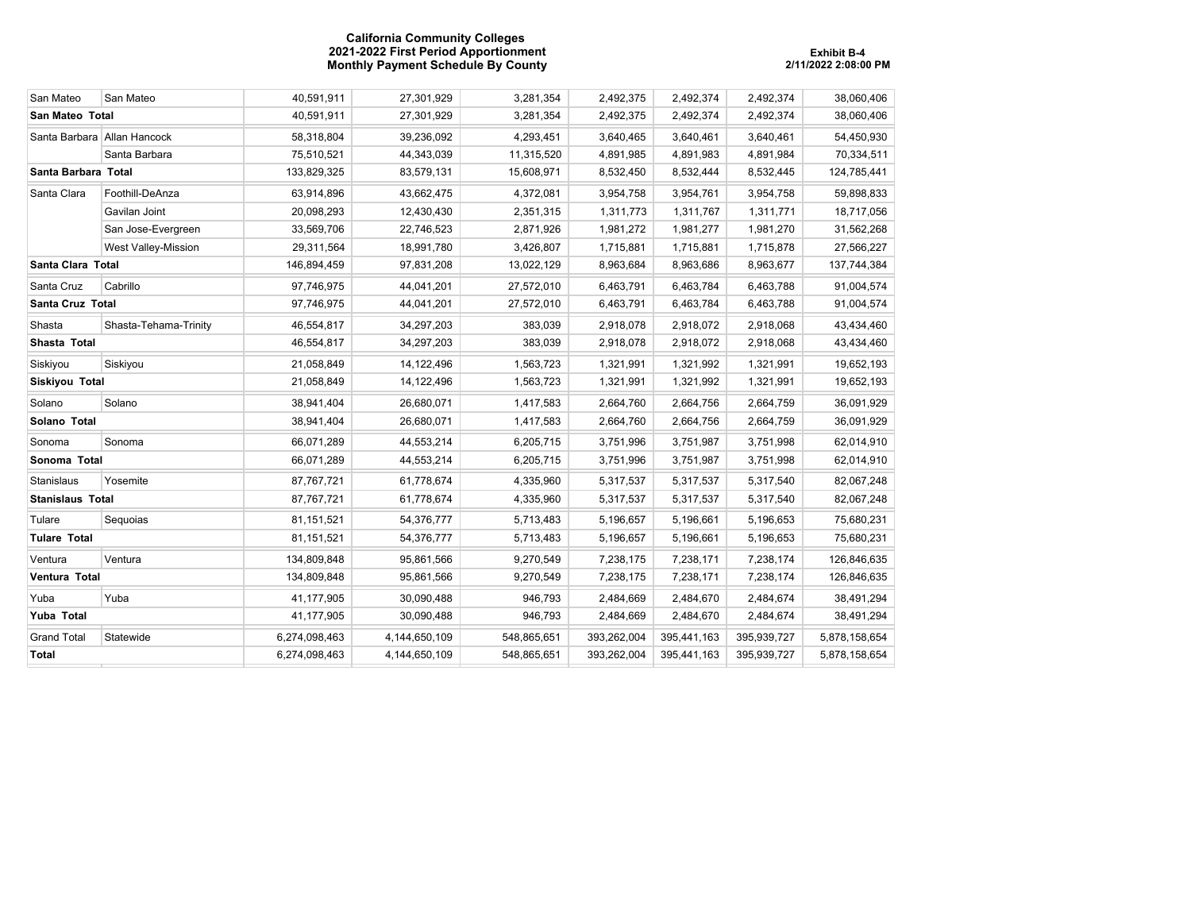**California Community Colleges**
**2021-2022 First Period Apportionment**
**Monthly Payment Schedule By County**

**Exhibit B-4**
**2/11/2022 2:08:00 PM**

| | | | | | | | | |
|---|---|---|---|---|---|---|---|---|
| San Mateo | San Mateo | 40,591,911 | 27,301,929 | 3,281,354 | 2,492,375 | 2,492,374 | 2,492,374 | 38,060,406 |
| **San Mateo Total** | | 40,591,911 | 27,301,929 | 3,281,354 | 2,492,375 | 2,492,374 | 2,492,374 | 38,060,406 |
| Santa Barbara | Allan Hancock | 58,318,804 | 39,236,092 | 4,293,451 | 3,640,465 | 3,640,461 | 3,640,461 | 54,450,930 |
| | Santa Barbara | 75,510,521 | 44,343,039 | 11,315,520 | 4,891,985 | 4,891,983 | 4,891,984 | 70,334,511 |
| **Santa Barbara Total** | | 133,829,325 | 83,579,131 | 15,608,971 | 8,532,450 | 8,532,444 | 8,532,445 | 124,785,441 |
| Santa Clara | Foothill-DeAnza | 63,914,896 | 43,662,475 | 4,372,081 | 3,954,758 | 3,954,761 | 3,954,758 | 59,898,833 |
| | Gavilan Joint | 20,098,293 | 12,430,430 | 2,351,315 | 1,311,773 | 1,311,767 | 1,311,771 | 18,717,056 |
| | San Jose-Evergreen | 33,569,706 | 22,746,523 | 2,871,926 | 1,981,272 | 1,981,277 | 1,981,270 | 31,562,268 |
| | West Valley-Mission | 29,311,564 | 18,991,780 | 3,426,807 | 1,715,881 | 1,715,881 | 1,715,878 | 27,566,227 |
| **Santa Clara Total** | | 146,894,459 | 97,831,208 | 13,022,129 | 8,963,684 | 8,963,686 | 8,963,677 | 137,744,384 |
| Santa Cruz | Cabrillo | 97,746,975 | 44,041,201 | 27,572,010 | 6,463,791 | 6,463,784 | 6,463,788 | 91,004,574 |
| **Santa Cruz Total** | | 97,746,975 | 44,041,201 | 27,572,010 | 6,463,791 | 6,463,784 | 6,463,788 | 91,004,574 |
| Shasta | Shasta-Tehama-Trinity | 46,554,817 | 34,297,203 | 383,039 | 2,918,078 | 2,918,072 | 2,918,068 | 43,434,460 |
| **Shasta Total** | | 46,554,817 | 34,297,203 | 383,039 | 2,918,078 | 2,918,072 | 2,918,068 | 43,434,460 |
| Siskiyou | Siskiyou | 21,058,849 | 14,122,496 | 1,563,723 | 1,321,991 | 1,321,992 | 1,321,991 | 19,652,193 |
| **Siskiyou Total** | | 21,058,849 | 14,122,496 | 1,563,723 | 1,321,991 | 1,321,992 | 1,321,991 | 19,652,193 |
| Solano | Solano | 38,941,404 | 26,680,071 | 1,417,583 | 2,664,760 | 2,664,756 | 2,664,759 | 36,091,929 |
| **Solano Total** | | 38,941,404 | 26,680,071 | 1,417,583 | 2,664,760 | 2,664,756 | 2,664,759 | 36,091,929 |
| Sonoma | Sonoma | 66,071,289 | 44,553,214 | 6,205,715 | 3,751,996 | 3,751,987 | 3,751,998 | 62,014,910 |
| **Sonoma Total** | | 66,071,289 | 44,553,214 | 6,205,715 | 3,751,996 | 3,751,987 | 3,751,998 | 62,014,910 |
| Stanislaus | Yosemite | 87,767,721 | 61,778,674 | 4,335,960 | 5,317,537 | 5,317,537 | 5,317,540 | 82,067,248 |
| **Stanislaus Total** | | 87,767,721 | 61,778,674 | 4,335,960 | 5,317,537 | 5,317,537 | 5,317,540 | 82,067,248 |
| Tulare | Sequoias | 81,151,521 | 54,376,777 | 5,713,483 | 5,196,657 | 5,196,661 | 5,196,653 | 75,680,231 |
| **Tulare Total** | | 81,151,521 | 54,376,777 | 5,713,483 | 5,196,657 | 5,196,661 | 5,196,653 | 75,680,231 |
| Ventura | Ventura | 134,809,848 | 95,861,566 | 9,270,549 | 7,238,175 | 7,238,171 | 7,238,174 | 126,846,635 |
| **Ventura Total** | | 134,809,848 | 95,861,566 | 9,270,549 | 7,238,175 | 7,238,171 | 7,238,174 | 126,846,635 |
| Yuba | Yuba | 41,177,905 | 30,090,488 | 946,793 | 2,484,669 | 2,484,670 | 2,484,674 | 38,491,294 |
| **Yuba Total** | | 41,177,905 | 30,090,488 | 946,793 | 2,484,669 | 2,484,670 | 2,484,674 | 38,491,294 |
| Grand Total | Statewide | 6,274,098,463 | 4,144,650,109 | 548,865,651 | 393,262,004 | 395,441,163 | 395,939,727 | 5,878,158,654 |
| **Total** | | 6,274,098,463 | 4,144,650,109 | 548,865,651 | 393,262,004 | 395,441,163 | 395,939,727 | 5,878,158,654 |